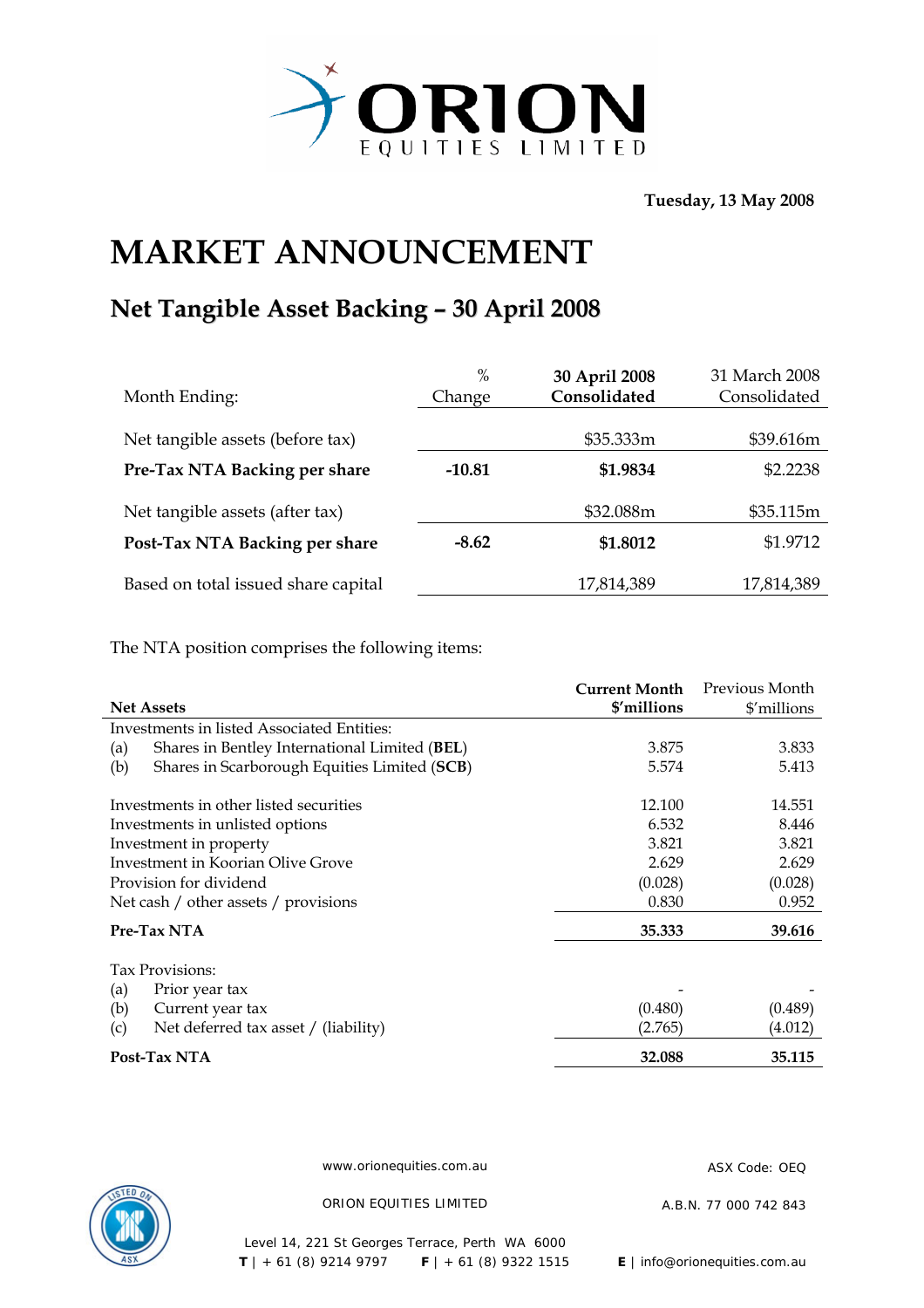ORION EQUITIES LIMITED

**Tuesday, 13 May 2008**

# MARKET ANNOUNCEMENT

## Net Tangible Asset Backing – 30 April 2008

| Month Ending: | % Change | **30 April 2008 Consolidated** | 31 March 2008 Consolidated |
|---|---|---|---|
| Net tangible assets (before tax) | | $35.333m | $39.616m |
| **Pre-Tax NTA Backing per share** | **-10.81** | **$1.9834** | $2.2238 |
| Net tangible assets (after tax) | | $32.088m | $35.115m |
| **Post-Tax NTA Backing per share** | **-8.62** | **$1.8012** | $1.9712 |
| Based on total issued share capital | | 17,814,389 | 17,814,389 |

The NTA position comprises the following items:

| **Net Assets** | **Current Month $'millions** | Previous Month $'millions |
|---|---|---|
| Investments in listed Associated Entities: | | |
| (a) Shares in Bentley International Limited (**BEL**) | 3.875 | 3.833 |
| (b) Shares in Scarborough Equities Limited (**SCB**) | 5.574 | 5.413 |
| Investments in other listed securities | 12.100 | 14.551 |
| Investments in unlisted options | 6.532 | 8.446 |
| Investment in property | 3.821 | 3.821 |
| Investment in Koorian Olive Grove | 2.629 | 2.629 |
| Provision for dividend | (0.028) | (0.028) |
| Net cash / other assets / provisions | 0.830 | 0.952 |
| **Pre-Tax NTA** | **35.333** | **39.616** |
| Tax Provisions: | | |
| (a) Prior year tax | - | - |
| (b) Current year tax | (0.480) | (0.489) |
| (c) Net deferred tax asset / (liability) | (2.765) | (4.012) |
| **Post-Tax NTA** | **32.088** | **35.115** |

www.orionequities.com.au ASX Code: OEQ

ORION EQUITIES LIMITED A.B.N. 77 000 742 843

Level 14, 221 St Georges Terrace, Perth WA 6000
**T** | + 61 (8) 9214 9797 **F** | + 61 (8) 9322 1515 **E** | info@orionequities.com.au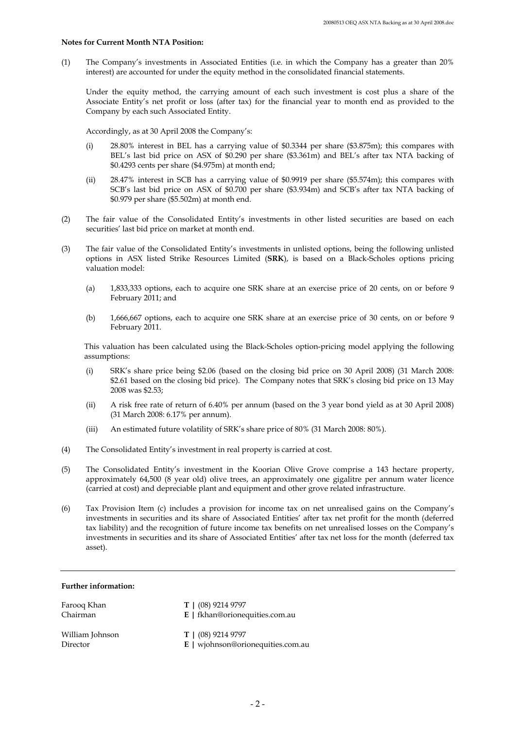**Notes for Current Month NTA Position:**

(1) The Company's investments in Associated Entities (i.e. in which the Company has a greater than 20% interest) are accounted for under the equity method in the consolidated financial statements.

Under the equity method, the carrying amount of each such investment is cost plus a share of the Associate Entity's net profit or loss (after tax) for the financial year to month end as provided to the Company by each such Associated Entity.

Accordingly, as at 30 April 2008 the Company's:

(i) 28.80% interest in BEL has a carrying value of $0.3344 per share ($3.875m); this compares with BEL's last bid price on ASX of $0.290 per share ($3.361m) and BEL's after tax NTA backing of $0.4293 cents per share ($4.975m) at month end;

(ii) 28.47% interest in SCB has a carrying value of $0.9919 per share ($5.574m); this compares with SCB's last bid price on ASX of $0.700 per share ($3.934m) and SCB's after tax NTA backing of $0.979 per share ($5.502m) at month end.

(2) The fair value of the Consolidated Entity's investments in other listed securities are based on each securities' last bid price on market at month end.

(3) The fair value of the Consolidated Entity's investments in unlisted options, being the following unlisted options in ASX listed Strike Resources Limited (**SRK**), is based on a Black-Scholes options pricing valuation model:

(a) 1,833,333 options, each to acquire one SRK share at an exercise price of 20 cents, on or before 9 February 2011; and

(b) 1,666,667 options, each to acquire one SRK share at an exercise price of 30 cents, on or before 9 February 2011.

This valuation has been calculated using the Black-Scholes option-pricing model applying the following assumptions:

(i) SRK's share price being $2.06 (based on the closing bid price on 30 April 2008) (31 March 2008: $2.61 based on the closing bid price). The Company notes that SRK's closing bid price on 13 May 2008 was $2.53;

(ii) A risk free rate of return of 6.40% per annum (based on the 3 year bond yield as at 30 April 2008) (31 March 2008: 6.17% per annum).

(iii) An estimated future volatility of SRK's share price of 80% (31 March 2008: 80%).

(4) The Consolidated Entity's investment in real property is carried at cost.

(5) The Consolidated Entity's investment in the Koorian Olive Grove comprise a 143 hectare property, approximately 64,500 (8 year old) olive trees, an approximately one gigalitre per annum water licence (carried at cost) and depreciable plant and equipment and other grove related infrastructure.

(6) Tax Provision Item (c) includes a provision for income tax on net unrealised gains on the Company's investments in securities and its share of Associated Entities' after tax net profit for the month (deferred tax liability) and the recognition of future income tax benefits on net unrealised losses on the Company's investments in securities and its share of Associated Entities' after tax net loss for the month (deferred tax asset).

---

**Further information:**

| | |
|---|---|
| Farooq Khan<br>Chairman | **T** \| (08) 9214 9797<br>**E** \| fkhan@orionequities.com.au |
| William Johnson<br>Director | **T** \| (08) 9214 9797<br>**E** \| wjohnson@orionequities.com.au |